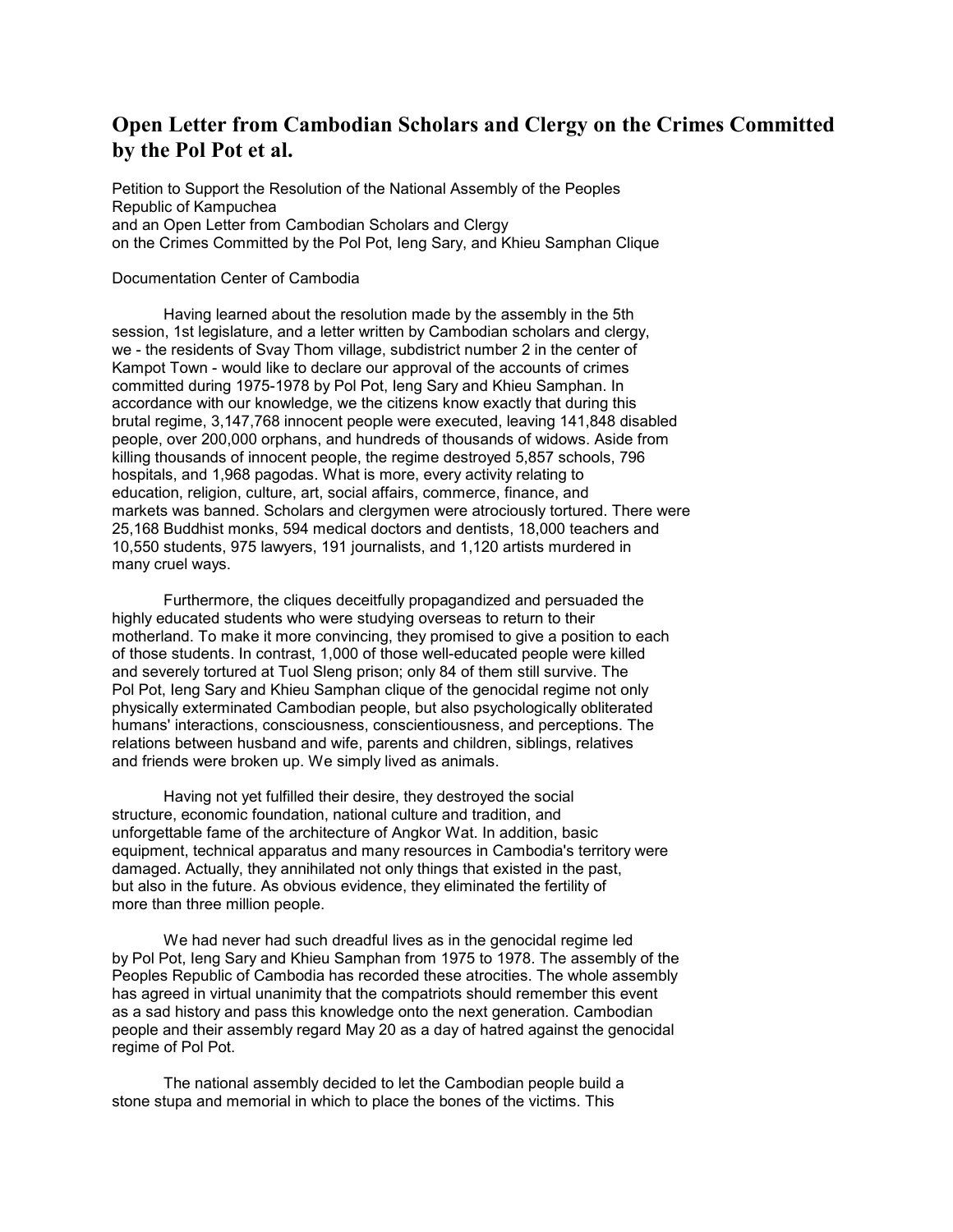# Open Letter from Cambodian Scholars and Clergy on the Crimes Committed by the Pol Pot et al.

Petition to Support the Resolution of the National Assembly of the Peoples Republic of Kampuchea
and an Open Letter from Cambodian Scholars and Clergy
on the Crimes Committed by the Pol Pot, Ieng Sary, and Khieu Samphan Clique

Documentation Center of Cambodia

Having learned about the resolution made by the assembly in the 5th session, 1st legislature, and a letter written by Cambodian scholars and clergy, we - the residents of Svay Thom village, subdistrict number 2 in the center of Kampot Town - would like to declare our approval of the accounts of crimes committed during 1975-1978 by Pol Pot, Ieng Sary and Khieu Samphan. In accordance with our knowledge, we the citizens know exactly that during this brutal regime, 3,147,768 innocent people were executed, leaving 141,848 disabled people, over 200,000 orphans, and hundreds of thousands of widows. Aside from killing thousands of innocent people, the regime destroyed 5,857 schools, 796 hospitals, and 1,968 pagodas. What is more, every activity relating to education, religion, culture, art, social affairs, commerce, finance, and markets was banned. Scholars and clergymen were atrociously tortured. There were 25,168 Buddhist monks, 594 medical doctors and dentists, 18,000 teachers and 10,550 students, 975 lawyers, 191 journalists, and 1,120 artists murdered in many cruel ways.

Furthermore, the cliques deceitfully propagandized and persuaded the highly educated students who were studying overseas to return to their motherland. To make it more convincing, they promised to give a position to each of those students. In contrast, 1,000 of those well-educated people were killed and severely tortured at Tuol Sleng prison; only 84 of them still survive. The Pol Pot, Ieng Sary and Khieu Samphan clique of the genocidal regime not only physically exterminated Cambodian people, but also psychologically obliterated humans' interactions, consciousness, conscientiousness, and perceptions. The relations between husband and wife, parents and children, siblings, relatives and friends were broken up. We simply lived as animals.

Having not yet fulfilled their desire, they destroyed the social structure, economic foundation, national culture and tradition, and unforgettable fame of the architecture of Angkor Wat. In addition, basic equipment, technical apparatus and many resources in Cambodia's territory were damaged. Actually, they annihilated not only things that existed in the past, but also in the future. As obvious evidence, they eliminated the fertility of more than three million people.

We had never had such dreadful lives as in the genocidal regime led by Pol Pot, Ieng Sary and Khieu Samphan from 1975 to 1978. The assembly of the Peoples Republic of Cambodia has recorded these atrocities. The whole assembly has agreed in virtual unanimity that the compatriots should remember this event as a sad history and pass this knowledge onto the next generation. Cambodian people and their assembly regard May 20 as a day of hatred against the genocidal regime of Pol Pot.

The national assembly decided to let the Cambodian people build a stone stupa and memorial in which to place the bones of the victims. This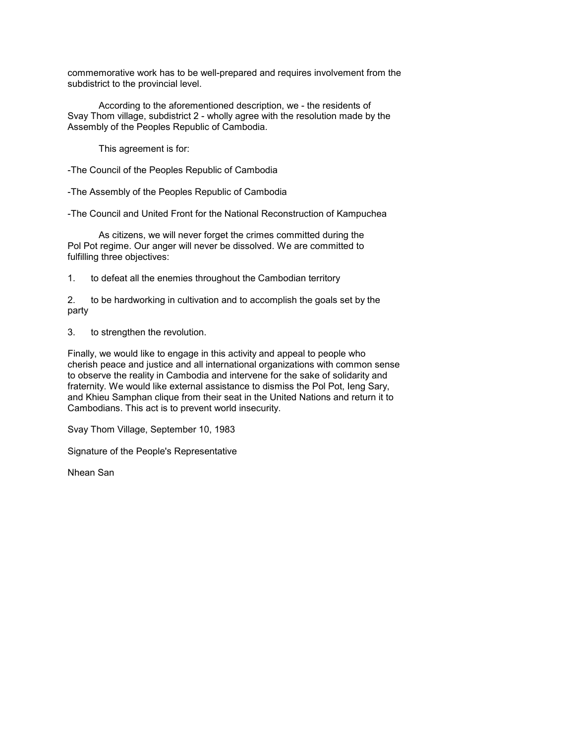commemorative work has to be well-prepared and requires involvement from the subdistrict to the provincial level.

According to the aforementioned description, we - the residents of Svay Thom village, subdistrict 2 - wholly agree with the resolution made by the Assembly of the Peoples Republic of Cambodia.

This agreement is for:

-The Council of the Peoples Republic of Cambodia

-The Assembly of the Peoples Republic of Cambodia

-The Council and United Front for the National Reconstruction of Kampuchea

As citizens, we will never forget the crimes committed during the Pol Pot regime. Our anger will never be dissolved. We are committed to fulfilling three objectives:

1. to defeat all the enemies throughout the Cambodian territory
2. to be hardworking in cultivation and to accomplish the goals set by the party
3. to strengthen the revolution.

Finally, we would like to engage in this activity and appeal to people who cherish peace and justice and all international organizations with common sense to observe the reality in Cambodia and intervene for the sake of solidarity and fraternity. We would like external assistance to dismiss the Pol Pot, Ieng Sary, and Khieu Samphan clique from their seat in the United Nations and return it to Cambodians. This act is to prevent world insecurity.

Svay Thom Village, September 10, 1983

Signature of the People's Representative

Nhean San